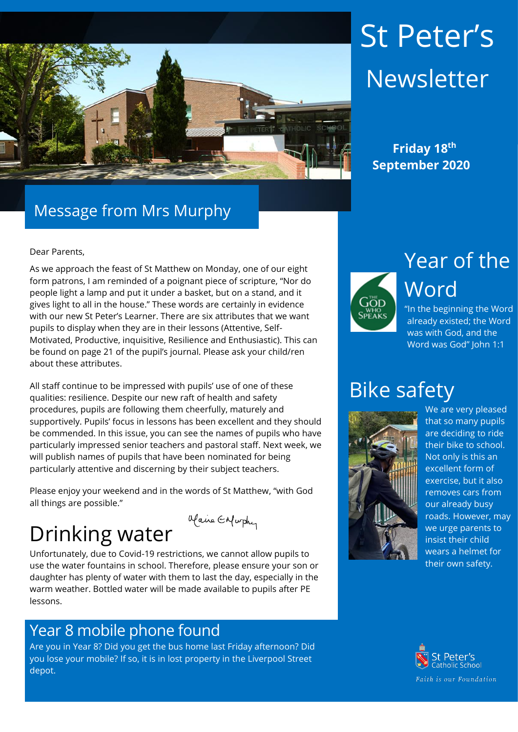# St Peter's Newsletter

**Friday 18th September 2020**

## Message from Mrs Murphy

Dear Parents,

As we approach the feast of St Matthew on Monday, one of our eight form patrons, I am reminded of a poignant piece of scripture, "Nor do people light a lamp and put it under a basket, but on a stand, and it gives light to all in the house." These words are certainly in evidence with our new St Peter's Learner. There are six attributes that we want pupils to display when they are in their lessons (Attentive, Self-Motivated, Productive, inquisitive, Resilience and Enthusiastic). This can be found on page 21 of the pupil's journal. Please ask your child/ren about these attributes.

All staff continue to be impressed with pupils' use of one of these qualities: resilience. Despite our new raft of health and safety procedures, pupils are following them cheerfully, maturely and supportively. Pupils' focus in lessons has been excellent and they should be commended. In this issue, you can see the names of pupils who have particularly impressed senior teachers and pastoral staff. Next week, we will publish names of pupils that have been nominated for being particularly attentive and discerning by their subject teachers.

Please enjoy your weekend and in the words of St Matthew, "with God all things are possible."

Maire E Murphy

## Drinking water

Unfortunately, due to Covid-19 restrictions, we cannot allow pupils to use the water fountains in school. Therefore, please ensure your son or daughter has plenty of water with them to last the day, especially in the warm weather. Bottled water will be made available to pupils after PE lessons.

## Year 8 mobile phone found

Are you in Year 8? Did you get the bus home last Friday afternoon? Did you lose your mobile? If so, it is in lost property in the Liverpool Street depot.

## Year of the Word

The God Who Speaks

"In the beginning the Word already existed; the Word was with God, and the Word was God" John 1:1

## Bike safety

We are very pleased that so many pupils are deciding to ride their bike to school. Not only is this an excellent form of exercise, but it also removes cars from our already busy roads. However, may we urge parents to insist their child wears a helmet for their own safety.

St Peter's Catholic School

*Faith is our Foundation*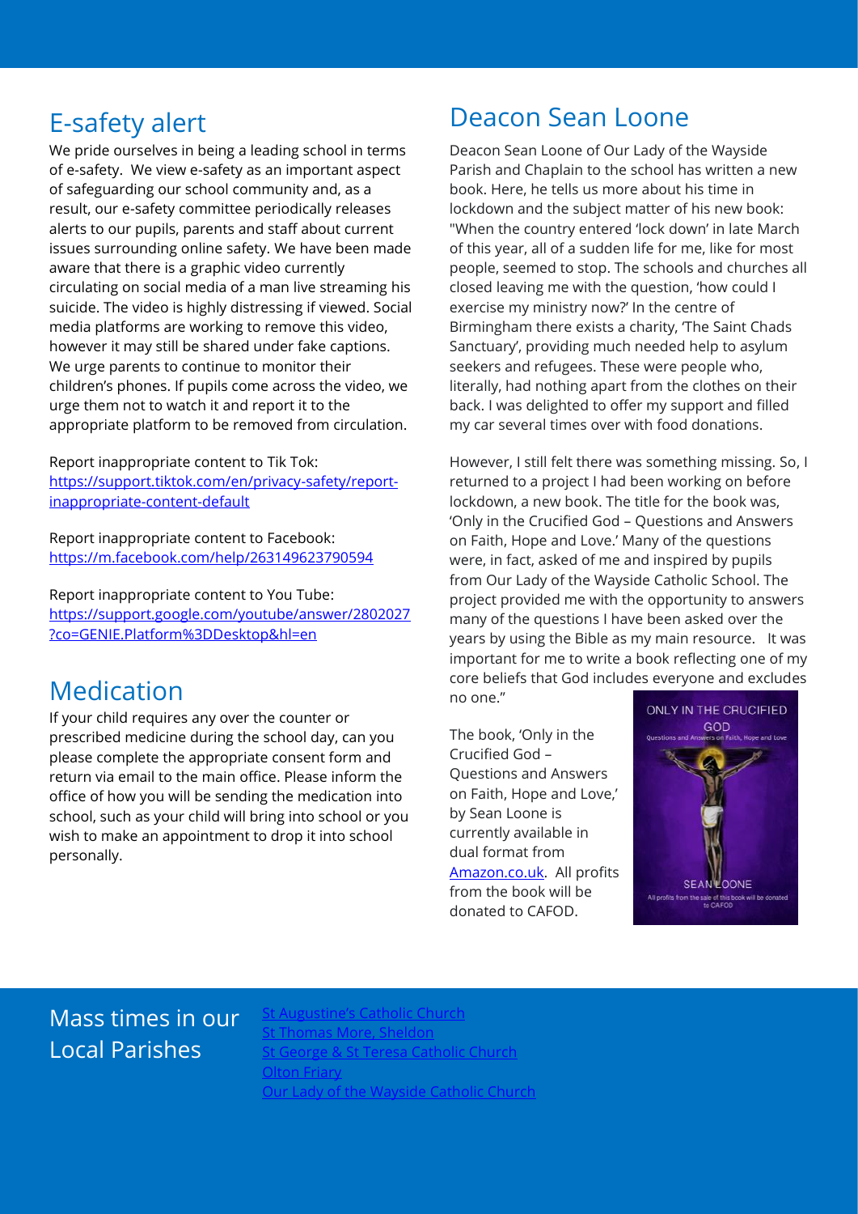## E-safety alert

We pride ourselves in being a leading school in terms of e-safety. We view e-safety as an important aspect of safeguarding our school community and, as a result, our e-safety committee periodically releases alerts to our pupils, parents and staff about current issues surrounding online safety. We have been made aware that there is a graphic video currently circulating on social media of a man live streaming his suicide. The video is highly distressing if viewed. Social media platforms are working to remove this video, however it may still be shared under fake captions. We urge parents to continue to monitor their children's phones. If pupils come across the video, we urge them not to watch it and report it to the appropriate platform to be removed from circulation.

Report inappropriate content to Tik Tok:
https://support.tiktok.com/en/privacy-safety/report-inappropriate-content-default

Report inappropriate content to Facebook:
https://m.facebook.com/help/263149623790594

Report inappropriate content to You Tube:
https://support.google.com/youtube/answer/2802027?co=GENIE.Platform%3DDesktop&hl=en

## Medication

If your child requires any over the counter or prescribed medicine during the school day, can you please complete the appropriate consent form and return via email to the main office. Please inform the office of how you will be sending the medication into school, such as your child will bring into school or you wish to make an appointment to drop it into school personally.

## Deacon Sean Loone

Deacon Sean Loone of Our Lady of the Wayside Parish and Chaplain to the school has written a new book. Here, he tells us more about his time in lockdown and the subject matter of his new book: "When the country entered 'lock down' in late March of this year, all of a sudden life for me, like for most people, seemed to stop. The schools and churches all closed leaving me with the question, 'how could I exercise my ministry now?' In the centre of Birmingham there exists a charity, 'The Saint Chads Sanctuary', providing much needed help to asylum seekers and refugees. These were people who, literally, had nothing apart from the clothes on their back. I was delighted to offer my support and filled my car several times over with food donations.

However, I still felt there was something missing. So, I returned to a project I had been working on before lockdown, a new book. The title for the book was, 'Only in the Crucified God – Questions and Answers on Faith, Hope and Love.' Many of the questions were, in fact, asked of me and inspired by pupils from Our Lady of the Wayside Catholic School. The project provided me with the opportunity to answers many of the questions I have been asked over the years by using the Bible as my main resource. It was important for me to write a book reflecting one of my core beliefs that God includes everyone and excludes no one."

The book, 'Only in the Crucified God – Questions and Answers on Faith, Hope and Love,' by Sean Loone is currently available in dual format from Amazon.co.uk. All profits from the book will be donated to CAFOD.

ONLY IN THE CRUCIFIED GOD
Questions and Answers on Faith, Hope and Love
SEAN LOONE
All profits from the sale of this book will be donated to CAFOD

## Mass times in our Local Parishes

- St Augustine's Catholic Church
- St Thomas More, Sheldon
- St George & St Teresa Catholic Church
- Olton Friary
- Our Lady of the Wayside Catholic Church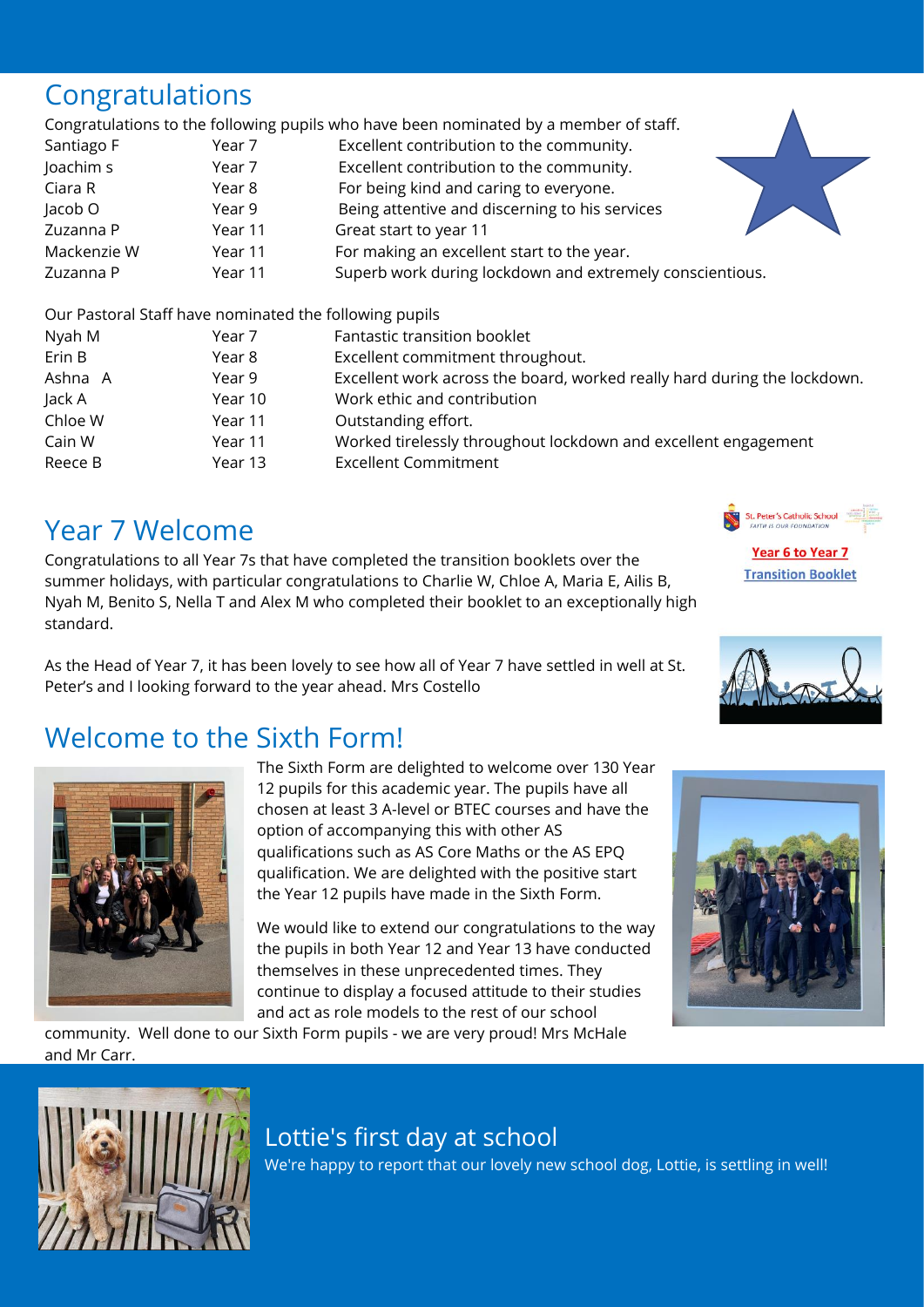## Congratulations

Congratulations to the following pupils who have been nominated by a member of staff.

| | | |
|---|---|---|
| Santiago F | Year 7 | Excellent contribution to the community. |
| Joachim s | Year 7 | Excellent contribution to the community. |
| Ciara R | Year 8 | For being kind and caring to everyone. |
| Jacob O | Year 9 | Being attentive and discerning to his services |
| Zuzanna P | Year 11 | Great start to year 11 |
| Mackenzie W | Year 11 | For making an excellent start to the year. |
| Zuzanna P | Year 11 | Superb work during lockdown and extremely conscientious. |

Our Pastoral Staff have nominated the following pupils

| | | |
|---|---|---|
| Nyah M | Year 7 | Fantastic transition booklet |
| Erin B | Year 8 | Excellent commitment throughout. |
| Ashna A | Year 9 | Excellent work across the board, worked really hard during the lockdown. |
| Jack A | Year 10 | Work ethic and contribution |
| Chloe W | Year 11 | Outstanding effort. |
| Cain W | Year 11 | Worked tirelessly throughout lockdown and excellent engagement |
| Reece B | Year 13 | Excellent Commitment |

## Year 7 Welcome

Congratulations to all Year 7s that have completed the transition booklets over the summer holidays, with particular congratulations to Charlie W, Chloe A, Maria E, Ailis B, Nyah M, Benito S, Nella T and Alex M who completed their booklet to an exceptionally high standard.

As the Head of Year 7, it has been lovely to see how all of Year 7 have settled in well at St. Peter's and I looking forward to the year ahead. Mrs Costello

St. Peter's Catholic School
FAITH IS OUR FOUNDATION

**Year 6 to Year 7**
**Transition Booklet**

## Welcome to the Sixth Form!

The Sixth Form are delighted to welcome over 130 Year 12 pupils for this academic year. The pupils have all chosen at least 3 A-level or BTEC courses and have the option of accompanying this with other AS qualifications such as AS Core Maths or the AS EPQ qualification. We are delighted with the positive start the Year 12 pupils have made in the Sixth Form.

We would like to extend our congratulations to the way the pupils in both Year 12 and Year 13 have conducted themselves in these unprecedented times. They continue to display a focused attitude to their studies and act as role models to the rest of our school community. Well done to our Sixth Form pupils - we are very proud! Mrs McHale and Mr Carr.

## Lottie's first day at school

We're happy to report that our lovely new school dog, Lottie, is settling in well!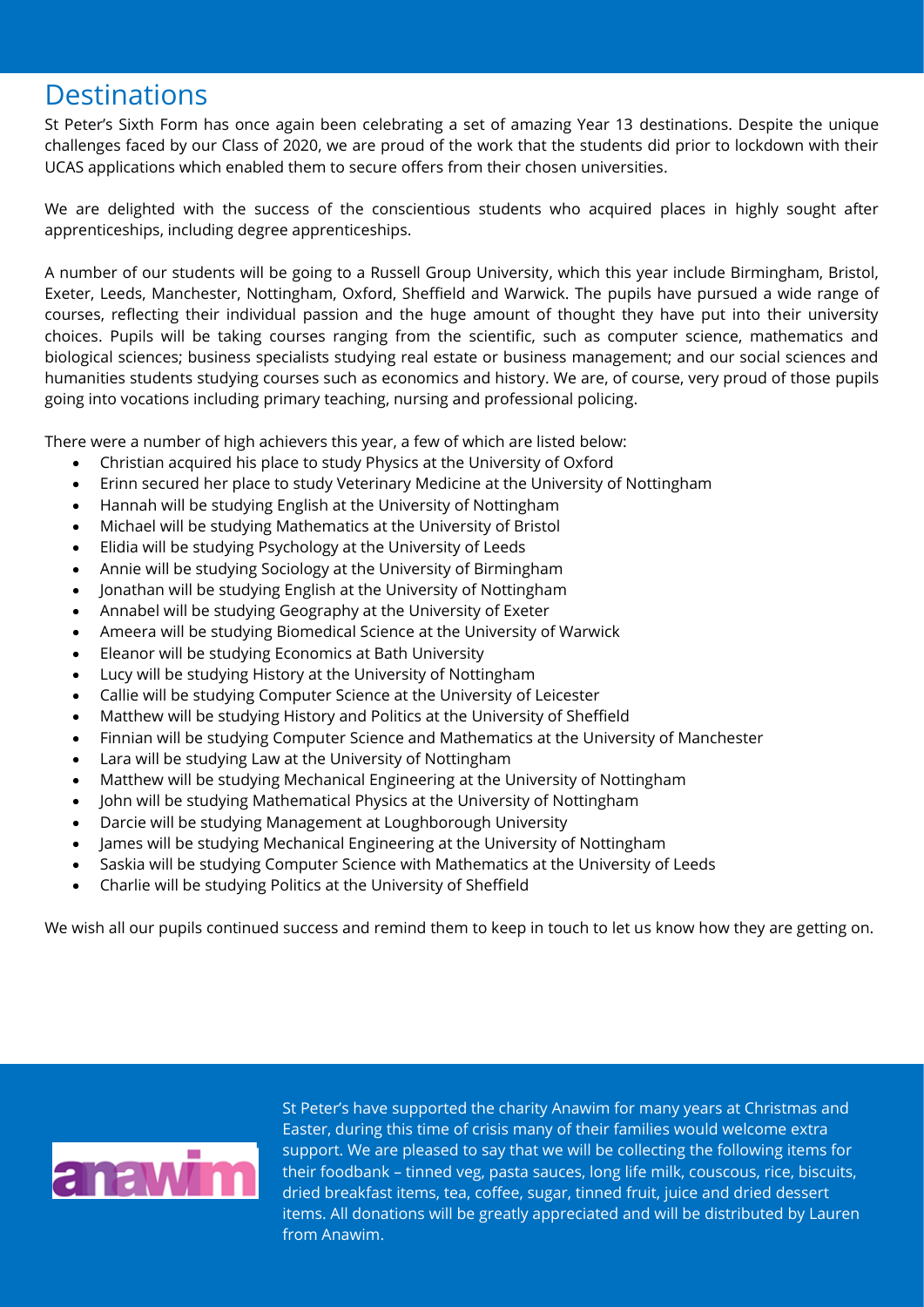# Destinations

St Peter's Sixth Form has once again been celebrating a set of amazing Year 13 destinations. Despite the unique challenges faced by our Class of 2020, we are proud of the work that the students did prior to lockdown with their UCAS applications which enabled them to secure offers from their chosen universities.

We are delighted with the success of the conscientious students who acquired places in highly sought after apprenticeships, including degree apprenticeships.

A number of our students will be going to a Russell Group University, which this year include Birmingham, Bristol, Exeter, Leeds, Manchester, Nottingham, Oxford, Sheffield and Warwick. The pupils have pursued a wide range of courses, reflecting their individual passion and the huge amount of thought they have put into their university choices. Pupils will be taking courses ranging from the scientific, such as computer science, mathematics and biological sciences; business specialists studying real estate or business management; and our social sciences and humanities students studying courses such as economics and history. We are, of course, very proud of those pupils going into vocations including primary teaching, nursing and professional policing.

There were a number of high achievers this year, a few of which are listed below:

- Christian acquired his place to study Physics at the University of Oxford
- Erinn secured her place to study Veterinary Medicine at the University of Nottingham
- Hannah will be studying English at the University of Nottingham
- Michael will be studying Mathematics at the University of Bristol
- Elidia will be studying Psychology at the University of Leeds
- Annie will be studying Sociology at the University of Birmingham
- Jonathan will be studying English at the University of Nottingham
- Annabel will be studying Geography at the University of Exeter
- Ameera will be studying Biomedical Science at the University of Warwick
- Eleanor will be studying Economics at Bath University
- Lucy will be studying History at the University of Nottingham
- Callie will be studying Computer Science at the University of Leicester
- Matthew will be studying History and Politics at the University of Sheffield
- Finnian will be studying Computer Science and Mathematics at the University of Manchester
- Lara will be studying Law at the University of Nottingham
- Matthew will be studying Mechanical Engineering at the University of Nottingham
- John will be studying Mathematical Physics at the University of Nottingham
- Darcie will be studying Management at Loughborough University
- James will be studying Mechanical Engineering at the University of Nottingham
- Saskia will be studying Computer Science with Mathematics at the University of Leeds
- Charlie will be studying Politics at the University of Sheffield

We wish all our pupils continued success and remind them to keep in touch to let us know how they are getting on.

anawim

St Peter's have supported the charity Anawim for many years at Christmas and Easter, during this time of crisis many of their families would welcome extra support. We are pleased to say that we will be collecting the following items for their foodbank – tinned veg, pasta sauces, long life milk, couscous, rice, biscuits, dried breakfast items, tea, coffee, sugar, tinned fruit, juice and dried dessert items. All donations will be greatly appreciated and will be distributed by Lauren from Anawim.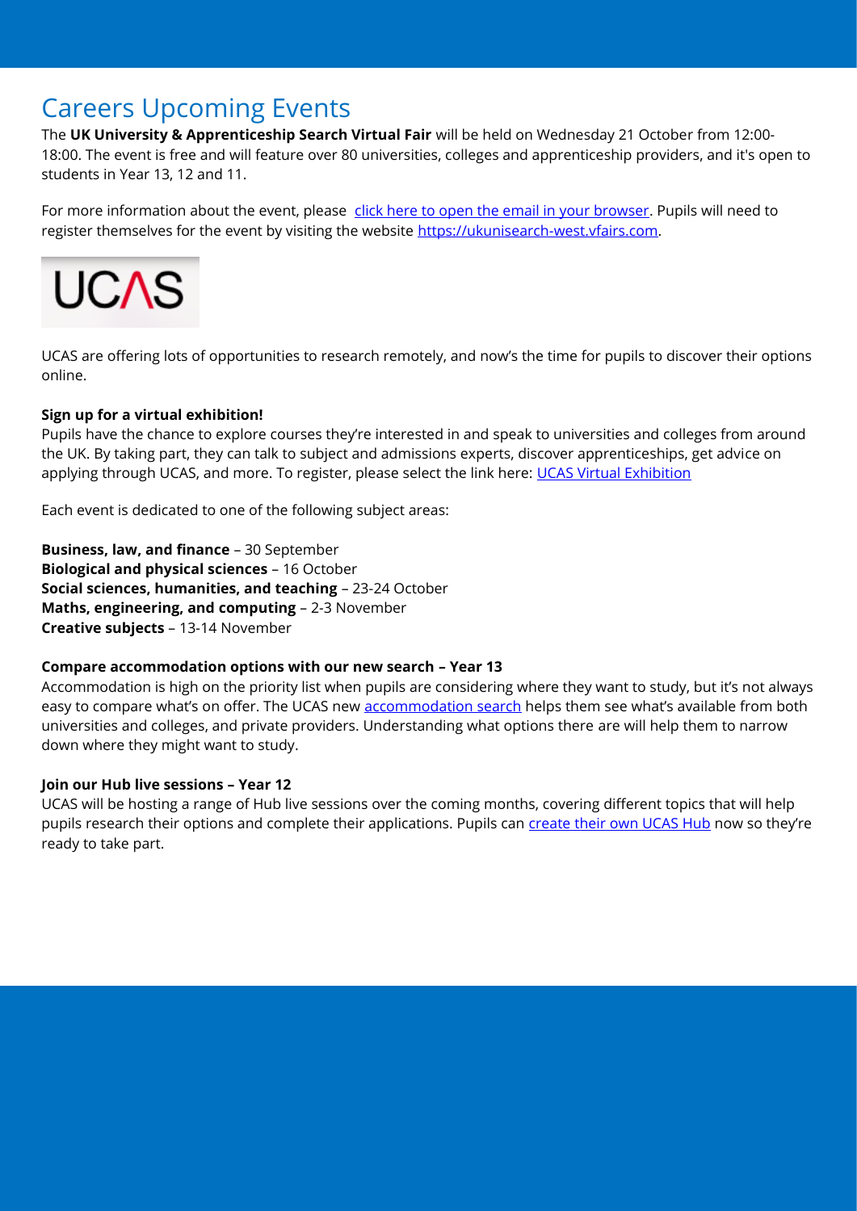## Careers Upcoming Events

The **UK University & Apprenticeship Search Virtual Fair** will be held on Wednesday 21 October from 12:00-18:00. The event is free and will feature over 80 universities, colleges and apprenticeship providers, and it's open to students in Year 13, 12 and 11.

For more information about the event, please [click here to open the email in your browser](). Pupils will need to register themselves for the event by visiting the website [https://ukunisearch-west.vfairs.com](https://ukunisearch-west.vfairs.com).

UCAS

UCAS are offering lots of opportunities to research remotely, and now's the time for pupils to discover their options online.

**Sign up for a virtual exhibition!**

Pupils have the chance to explore courses they're interested in and speak to universities and colleges from around the UK. By taking part, they can talk to subject and admissions experts, discover apprenticeships, get advice on applying through UCAS, and more. To register, please select the link here: [UCAS Virtual Exhibition]()

Each event is dedicated to one of the following subject areas:

**Business, law, and finance** – 30 September
**Biological and physical sciences** – 16 October
**Social sciences, humanities, and teaching** – 23-24 October
**Maths, engineering, and computing** – 2-3 November
**Creative subjects** – 13-14 November

**Compare accommodation options with our new search – Year 13**

Accommodation is high on the priority list when pupils are considering where they want to study, but it's not always easy to compare what's on offer. The UCAS new [accommodation search]() helps them see what's available from both universities and colleges, and private providers. Understanding what options there are will help them to narrow down where they might want to study.

**Join our Hub live sessions – Year 12**

UCAS will be hosting a range of Hub live sessions over the coming months, covering different topics that will help pupils research their options and complete their applications. Pupils can [create their own UCAS Hub]() now so they're ready to take part.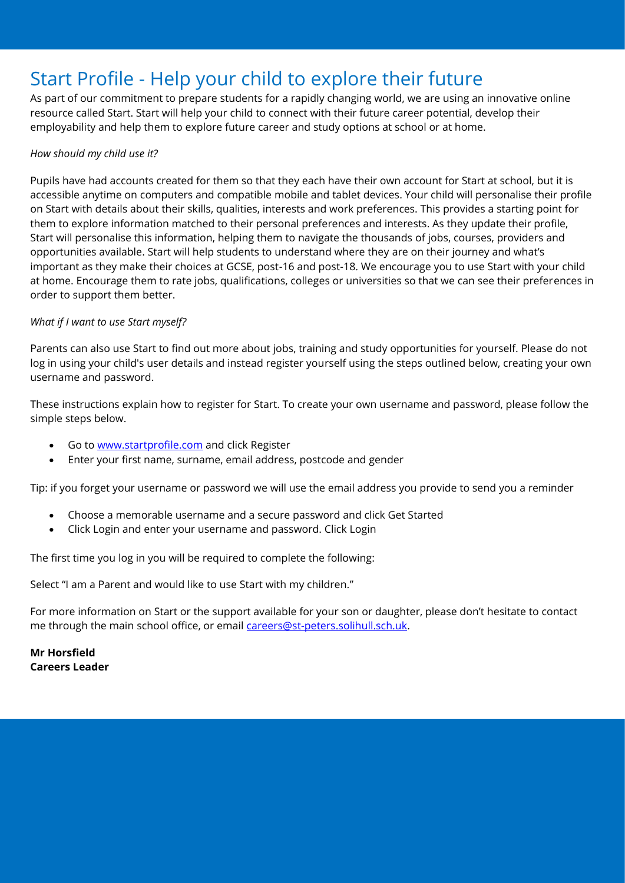# Start Profile - Help your child to explore their future

As part of our commitment to prepare students for a rapidly changing world, we are using an innovative online resource called Start. Start will help your child to connect with their future career potential, develop their employability and help them to explore future career and study options at school or at home.

*How should my child use it?*

Pupils have had accounts created for them so that they each have their own account for Start at school, but it is accessible anytime on computers and compatible mobile and tablet devices. Your child will personalise their profile on Start with details about their skills, qualities, interests and work preferences. This provides a starting point for them to explore information matched to their personal preferences and interests. As they update their profile, Start will personalise this information, helping them to navigate the thousands of jobs, courses, providers and opportunities available. Start will help students to understand where they are on their journey and what's important as they make their choices at GCSE, post-16 and post-18. We encourage you to use Start with your child at home. Encourage them to rate jobs, qualifications, colleges or universities so that we can see their preferences in order to support them better.

*What if I want to use Start myself?*

Parents can also use Start to find out more about jobs, training and study opportunities for yourself. Please do not log in using your child's user details and instead register yourself using the steps outlined below, creating your own username and password.

These instructions explain how to register for Start. To create your own username and password, please follow the simple steps below.

- Go to [www.startprofile.com](http://www.startprofile.com) and click Register
- Enter your first name, surname, email address, postcode and gender

Tip: if you forget your username or password we will use the email address you provide to send you a reminder

- Choose a memorable username and a secure password and click Get Started
- Click Login and enter your username and password. Click Login

The first time you log in you will be required to complete the following:

Select "I am a Parent and would like to use Start with my children."

For more information on Start or the support available for your son or daughter, please don't hesitate to contact me through the main school office, or email [careers@st-peters.solihull.sch.uk](mailto:careers@st-peters.solihull.sch.uk).

**Mr Horsfield**
**Careers Leader**